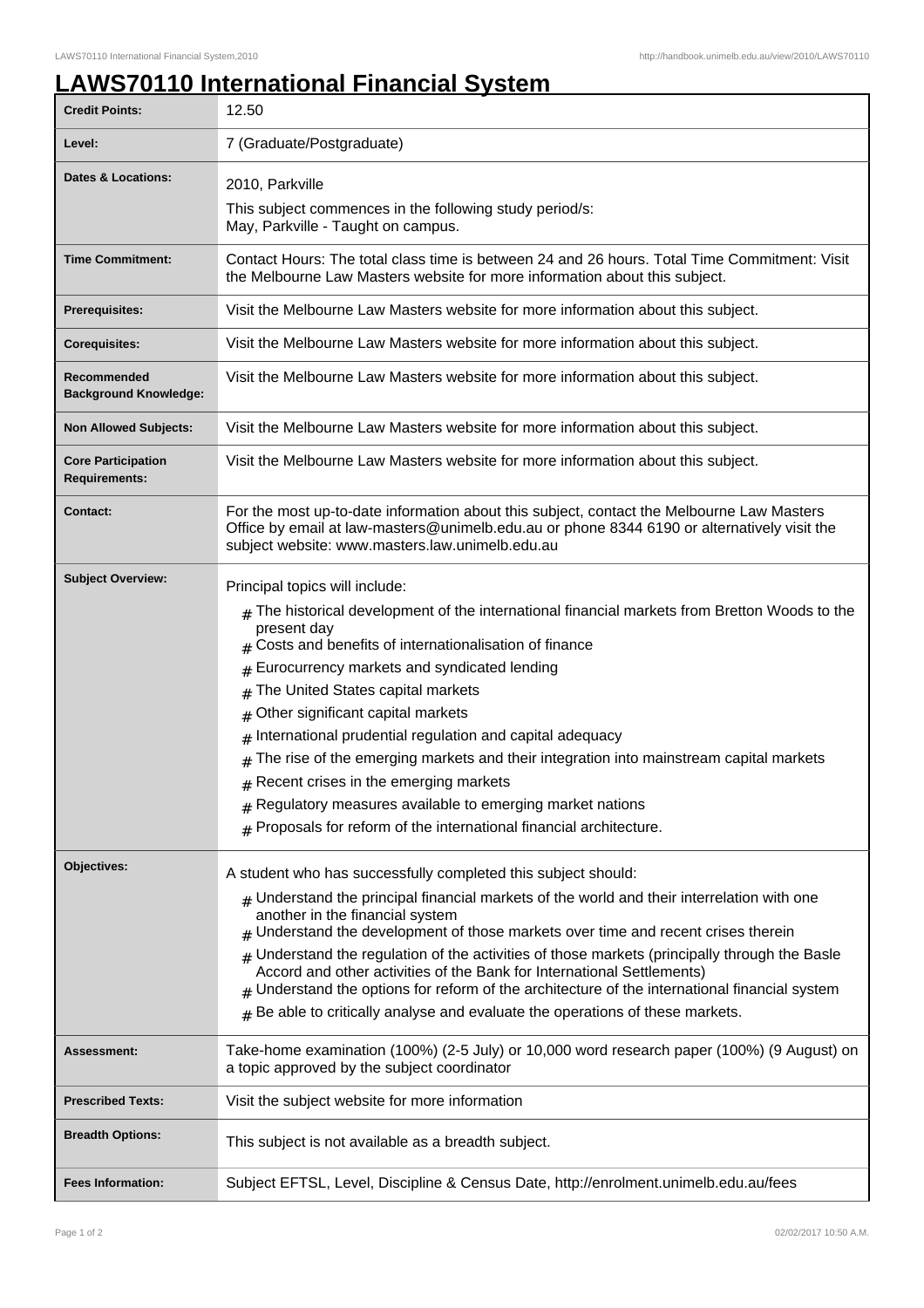# LAWS70110 International Financial System

| | |
|---|---|
| **Credit Points:** | 12.50 |
| **Level:** | 7 (Graduate/Postgraduate) |
| **Dates & Locations:** | 2010, Parkville<br>This subject commences in the following study period/s:<br>May, Parkville - Taught on campus. |
| **Time Commitment:** | Contact Hours: The total class time is between 24 and 26 hours. Total Time Commitment: Visit the Melbourne Law Masters website for more information about this subject. |
| **Prerequisites:** | Visit the Melbourne Law Masters website for more information about this subject. |
| **Corequisites:** | Visit the Melbourne Law Masters website for more information about this subject. |
| **Recommended Background Knowledge:** | Visit the Melbourne Law Masters website for more information about this subject. |
| **Non Allowed Subjects:** | Visit the Melbourne Law Masters website for more information about this subject. |
| **Core Participation Requirements:** | Visit the Melbourne Law Masters website for more information about this subject. |
| **Contact:** | For the most up-to-date information about this subject, contact the Melbourne Law Masters Office by email at law-masters@unimelb.edu.au or phone 8344 6190 or alternatively visit the subject website: www.masters.law.unimelb.edu.au |
| **Subject Overview:** | Principal topics will include:<br># The historical development of the international financial markets from Bretton Woods to the present day<br># Costs and benefits of internationalisation of finance<br># Eurocurrency markets and syndicated lending<br># The United States capital markets<br># Other significant capital markets<br># International prudential regulation and capital adequacy<br># The rise of the emerging markets and their integration into mainstream capital markets<br># Recent crises in the emerging markets<br># Regulatory measures available to emerging market nations<br># Proposals for reform of the international financial architecture. |
| **Objectives:** | A student who has successfully completed this subject should:<br># Understand the principal financial markets of the world and their interrelation with one another in the financial system<br># Understand the development of those markets over time and recent crises therein<br># Understand the regulation of the activities of those markets (principally through the Basle Accord and other activities of the Bank for International Settlements)<br># Understand the options for reform of the architecture of the international financial system<br># Be able to critically analyse and evaluate the operations of these markets. |
| **Assessment:** | Take-home examination (100%) (2-5 July) or 10,000 word research paper (100%) (9 August) on a topic approved by the subject coordinator |
| **Prescribed Texts:** | Visit the subject website for more information |
| **Breadth Options:** | This subject is not available as a breadth subject. |
| **Fees Information:** | Subject EFTSL, Level, Discipline & Census Date, http://enrolment.unimelb.edu.au/fees |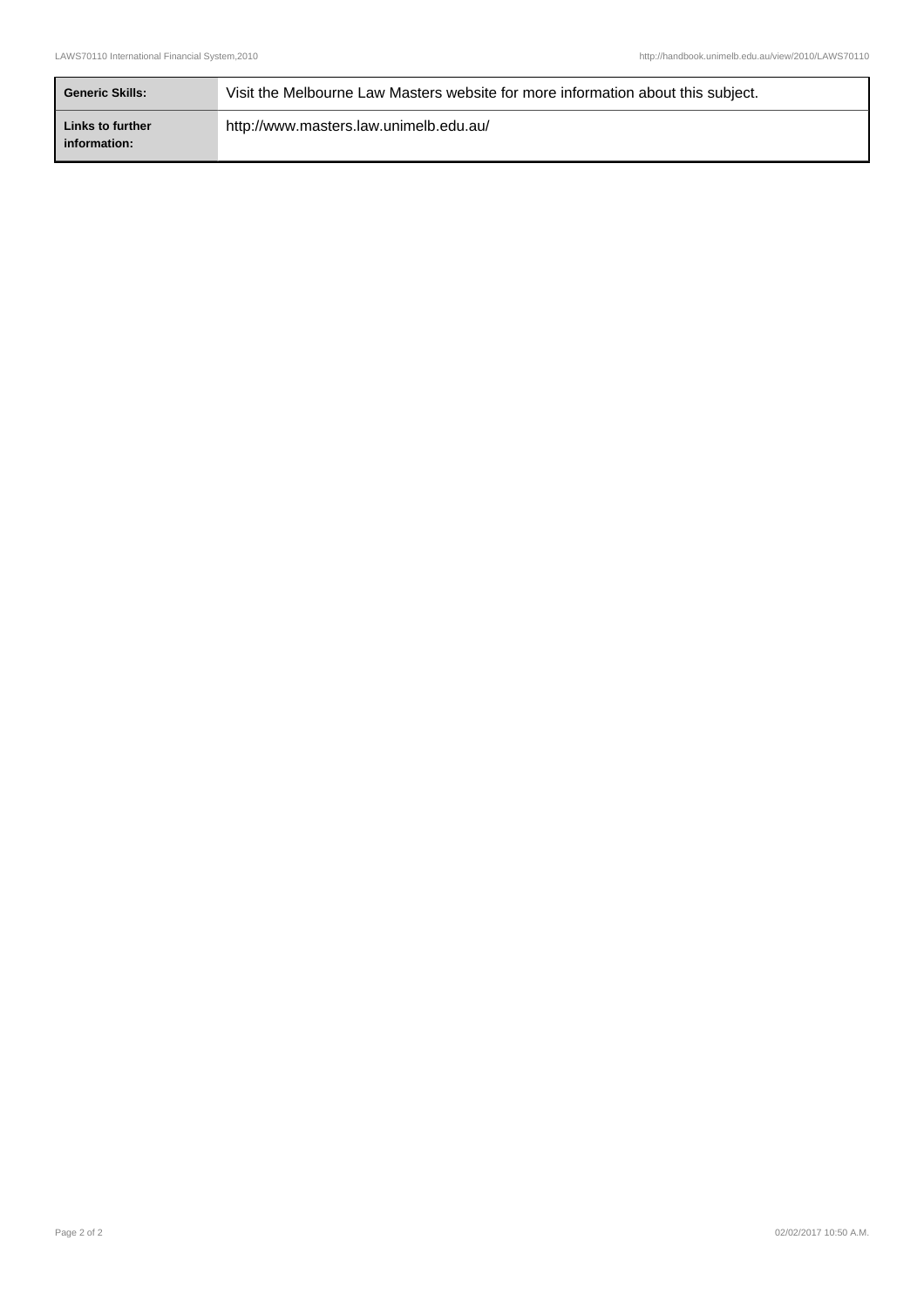| | |
|---|---|
| **Generic Skills:** | Visit the Melbourne Law Masters website for more information about this subject. |
| **Links to further information:** | http://www.masters.law.unimelb.edu.au/ |